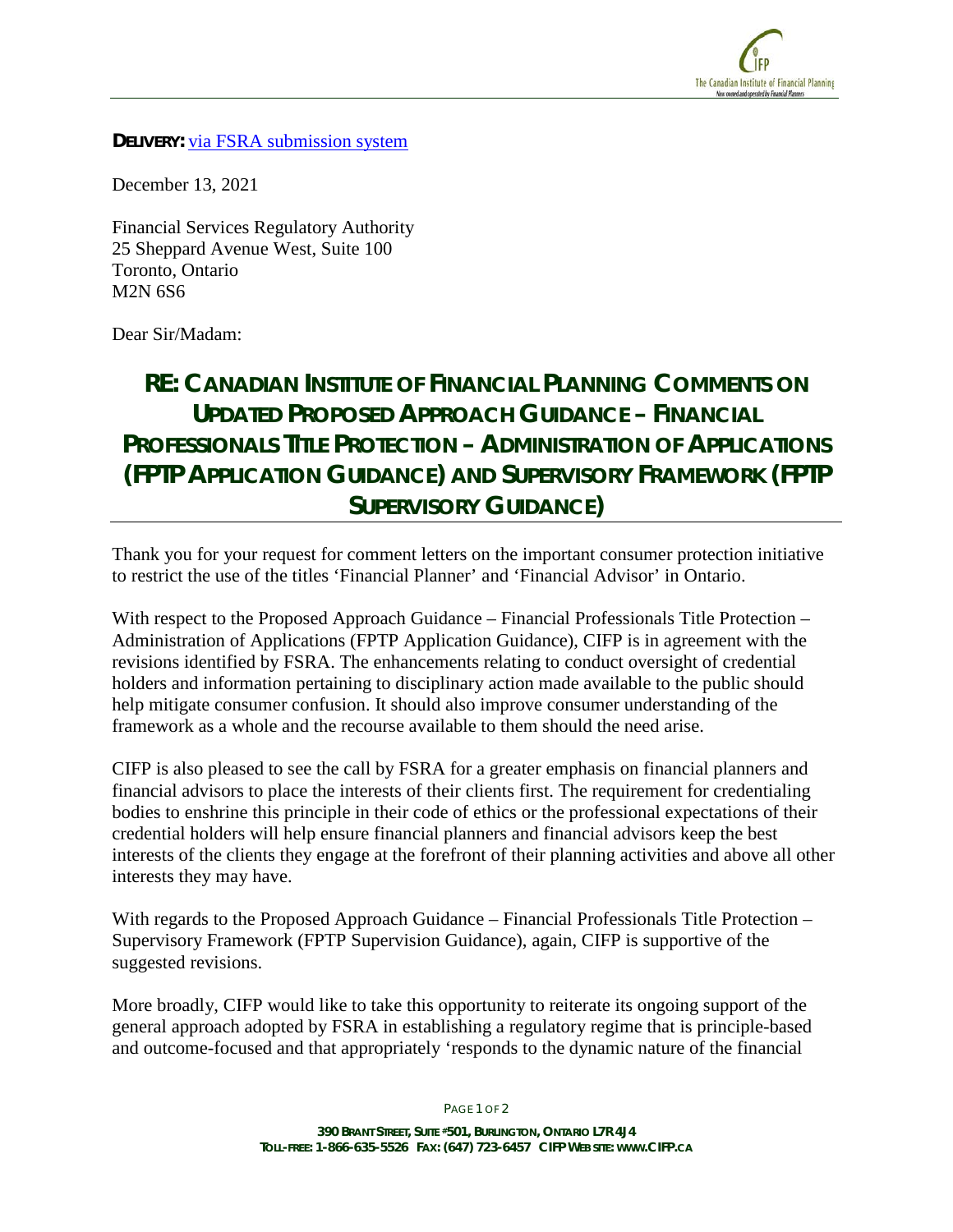**DELIVERY:** via FSRA submission system

December 13, 2021

Financial Services Regulatory Authority
25 Sheppard Avenue West, Suite 100
Toronto, Ontario
M2N 6S6

Dear Sir/Madam:

## RE: CANADIAN INSTITUTE OF FINANCIAL PLANNING COMMENTS ON UPDATED PROPOSED APPROACH GUIDANCE – FINANCIAL PROFESSIONALS TITLE PROTECTION – ADMINISTRATION OF APPLICATIONS (FPTP APPLICATION GUIDANCE) AND SUPERVISORY FRAMEWORK (FPTP SUPERVISORY GUIDANCE)

Thank you for your request for comment letters on the important consumer protection initiative to restrict the use of the titles 'Financial Planner' and 'Financial Advisor' in Ontario.

With respect to the Proposed Approach Guidance – Financial Professionals Title Protection – Administration of Applications (FPTP Application Guidance), CIFP is in agreement with the revisions identified by FSRA. The enhancements relating to conduct oversight of credential holders and information pertaining to disciplinary action made available to the public should help mitigate consumer confusion. It should also improve consumer understanding of the framework as a whole and the recourse available to them should the need arise.

CIFP is also pleased to see the call by FSRA for a greater emphasis on financial planners and financial advisors to place the interests of their clients first. The requirement for credentialing bodies to enshrine this principle in their code of ethics or the professional expectations of their credential holders will help ensure financial planners and financial advisors keep the best interests of the clients they engage at the forefront of their planning activities and above all other interests they may have.

With regards to the Proposed Approach Guidance – Financial Professionals Title Protection – Supervisory Framework (FPTP Supervision Guidance), again, CIFP is supportive of the suggested revisions.

More broadly, CIFP would like to take this opportunity to reiterate its ongoing support of the general approach adopted by FSRA in establishing a regulatory regime that is principle-based and outcome-focused and that appropriately 'responds to the dynamic nature of the financial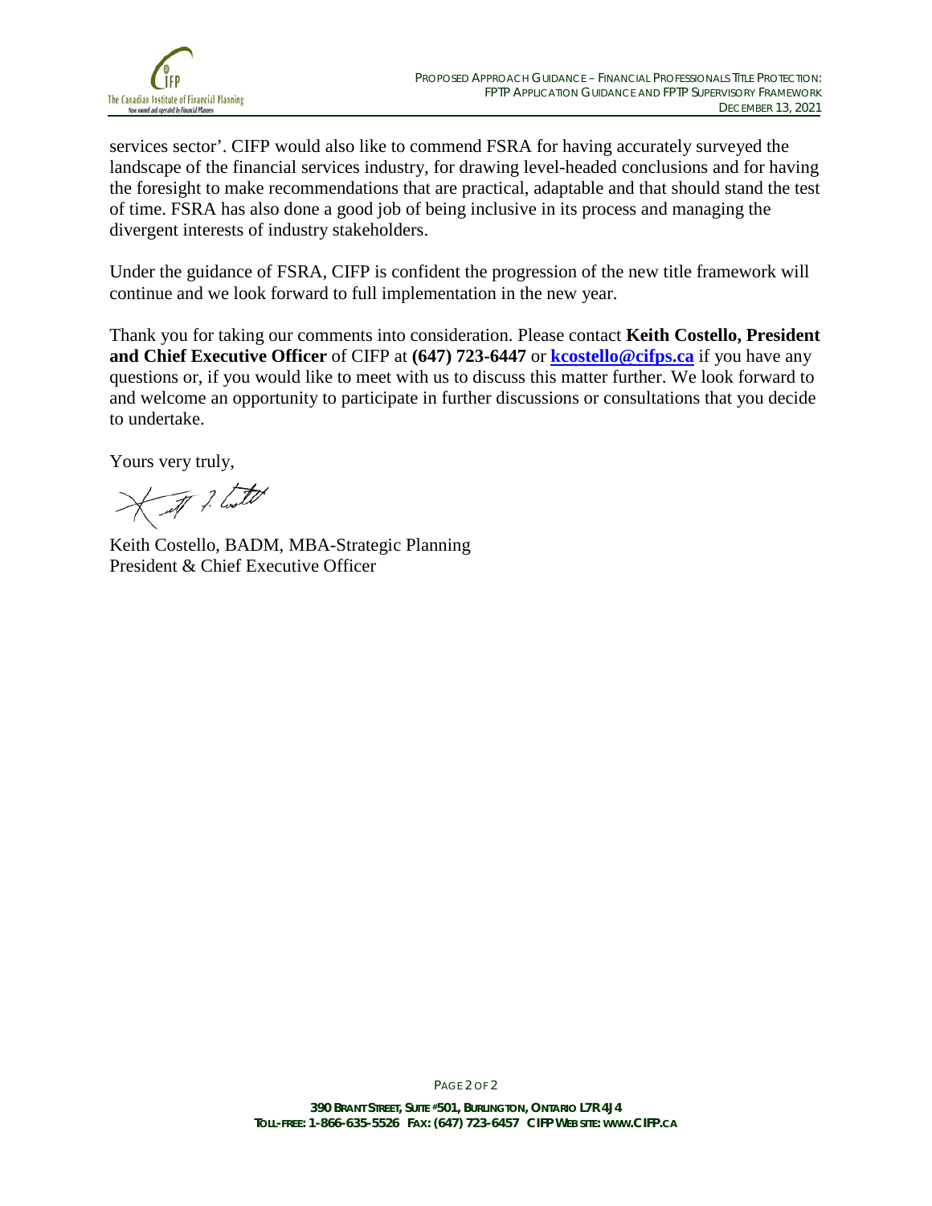services sector'. CIFP would also like to commend FSRA for having accurately surveyed the landscape of the financial services industry, for drawing level-headed conclusions and for having the foresight to make recommendations that are practical, adaptable and that should stand the test of time. FSRA has also done a good job of being inclusive in its process and managing the divergent interests of industry stakeholders.

Under the guidance of FSRA, CIFP is confident the progression of the new title framework will continue and we look forward to full implementation in the new year.

Thank you for taking our comments into consideration. Please contact **Keith Costello, President and Chief Executive Officer** of CIFP at **(647) 723-6447** or **kcostello@cifps.ca** if you have any questions or, if you would like to meet with us to discuss this matter further. We look forward to and welcome an opportunity to participate in further discussions or consultations that you decide to undertake.

Yours very truly,

Keith Costello, BADM, MBA-Strategic Planning
President & Chief Executive Officer